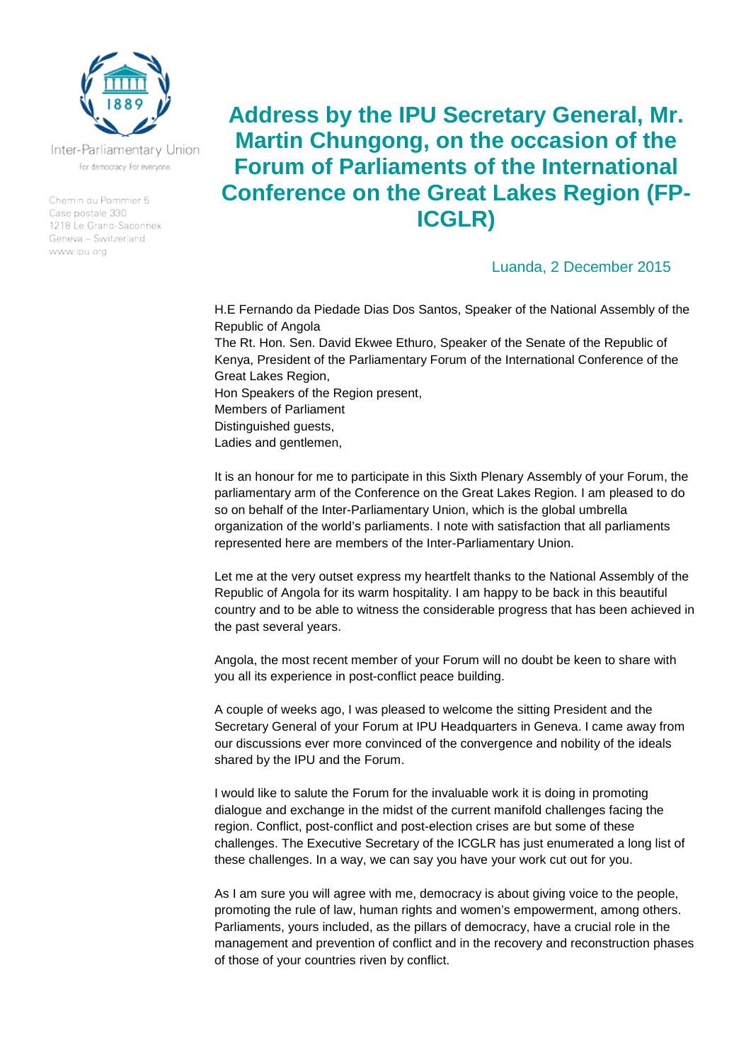Inter-Parliamentary Union
For democracy. For everyone.

Chemin du Pommier 5
Case postale 330
1218 Le Grand-Saconnex
Geneva – Switzerland
www.ipu.org

# Address by the IPU Secretary General, Mr. Martin Chungong, on the occasion of the Forum of Parliaments of the International Conference on the Great Lakes Region (FP-ICGLR)

Luanda, 2 December 2015

H.E Fernando da Piedade Dias Dos Santos, Speaker of the National Assembly of the Republic of Angola
The Rt. Hon. Sen. David Ekwee Ethuro, Speaker of the Senate of the Republic of Kenya, President of the Parliamentary Forum of the International Conference of the Great Lakes Region,
Hon Speakers of the Region present,
Members of Parliament
Distinguished guests,
Ladies and gentlemen,

It is an honour for me to participate in this Sixth Plenary Assembly of your Forum, the parliamentary arm of the Conference on the Great Lakes Region. I am pleased to do so on behalf of the Inter-Parliamentary Union, which is the global umbrella organization of the world's parliaments. I note with satisfaction that all parliaments represented here are members of the Inter-Parliamentary Union.

Let me at the very outset express my heartfelt thanks to the National Assembly of the Republic of Angola for its warm hospitality. I am happy to be back in this beautiful country and to be able to witness the considerable progress that has been achieved in the past several years.

Angola, the most recent member of your Forum will no doubt be keen to share with you all its experience in post-conflict peace building.

A couple of weeks ago, I was pleased to welcome the sitting President and the Secretary General of your Forum at IPU Headquarters in Geneva. I came away from our discussions ever more convinced of the convergence and nobility of the ideals shared by the IPU and the Forum.

I would like to salute the Forum for the invaluable work it is doing in promoting dialogue and exchange in the midst of the current manifold challenges facing the region. Conflict, post-conflict and post-election crises are but some of these challenges. The Executive Secretary of the ICGLR has just enumerated a long list of these challenges. In a way, we can say you have your work cut out for you.

As I am sure you will agree with me, democracy is about giving voice to the people, promoting the rule of law, human rights and women's empowerment, among others. Parliaments, yours included, as the pillars of democracy, have a crucial role in the management and prevention of conflict and in the recovery and reconstruction phases of those of your countries riven by conflict.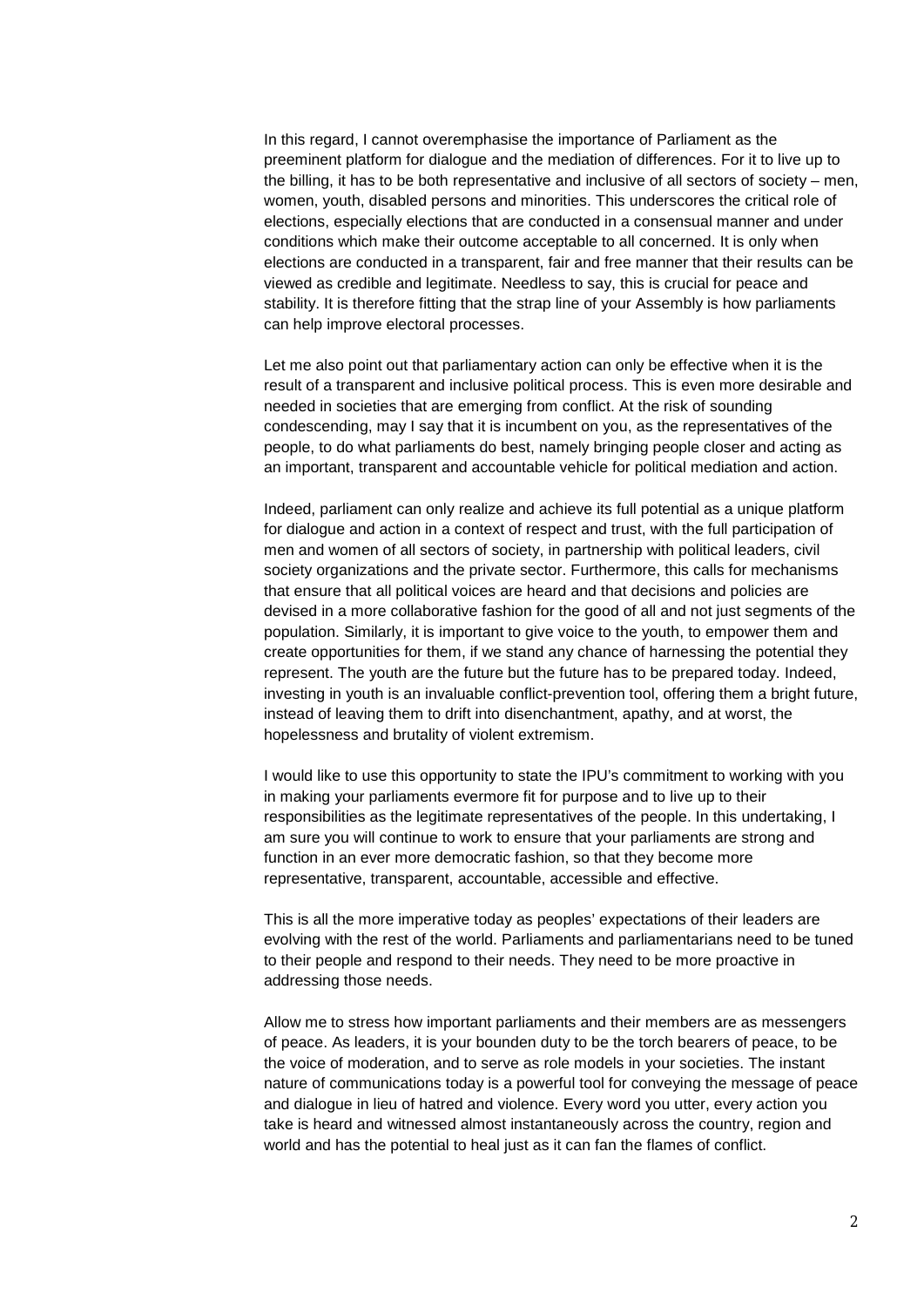In this regard, I cannot overemphasise the importance of Parliament as the preeminent platform for dialogue and the mediation of differences. For it to live up to the billing, it has to be both representative and inclusive of all sectors of society – men, women, youth, disabled persons and minorities. This underscores the critical role of elections, especially elections that are conducted in a consensual manner and under conditions which make their outcome acceptable to all concerned. It is only when elections are conducted in a transparent, fair and free manner that their results can be viewed as credible and legitimate. Needless to say, this is crucial for peace and stability. It is therefore fitting that the strap line of your Assembly is how parliaments can help improve electoral processes.

Let me also point out that parliamentary action can only be effective when it is the result of a transparent and inclusive political process. This is even more desirable and needed in societies that are emerging from conflict. At the risk of sounding condescending, may I say that it is incumbent on you, as the representatives of the people, to do what parliaments do best, namely bringing people closer and acting as an important, transparent and accountable vehicle for political mediation and action.

Indeed, parliament can only realize and achieve its full potential as a unique platform for dialogue and action in a context of respect and trust, with the full participation of men and women of all sectors of society, in partnership with political leaders, civil society organizations and the private sector. Furthermore, this calls for mechanisms that ensure that all political voices are heard and that decisions and policies are devised in a more collaborative fashion for the good of all and not just segments of the population. Similarly, it is important to give voice to the youth, to empower them and create opportunities for them, if we stand any chance of harnessing the potential they represent. The youth are the future but the future has to be prepared today. Indeed, investing in youth is an invaluable conflict-prevention tool, offering them a bright future, instead of leaving them to drift into disenchantment, apathy, and at worst, the hopelessness and brutality of violent extremism.

I would like to use this opportunity to state the IPU's commitment to working with you in making your parliaments evermore fit for purpose and to live up to their responsibilities as the legitimate representatives of the people. In this undertaking, I am sure you will continue to work to ensure that your parliaments are strong and function in an ever more democratic fashion, so that they become more representative, transparent, accountable, accessible and effective.

This is all the more imperative today as peoples' expectations of their leaders are evolving with the rest of the world. Parliaments and parliamentarians need to be tuned to their people and respond to their needs. They need to be more proactive in addressing those needs.

Allow me to stress how important parliaments and their members are as messengers of peace. As leaders, it is your bounden duty to be the torch bearers of peace, to be the voice of moderation, and to serve as role models in your societies. The instant nature of communications today is a powerful tool for conveying the message of peace and dialogue in lieu of hatred and violence. Every word you utter, every action you take is heard and witnessed almost instantaneously across the country, region and world and has the potential to heal just as it can fan the flames of conflict.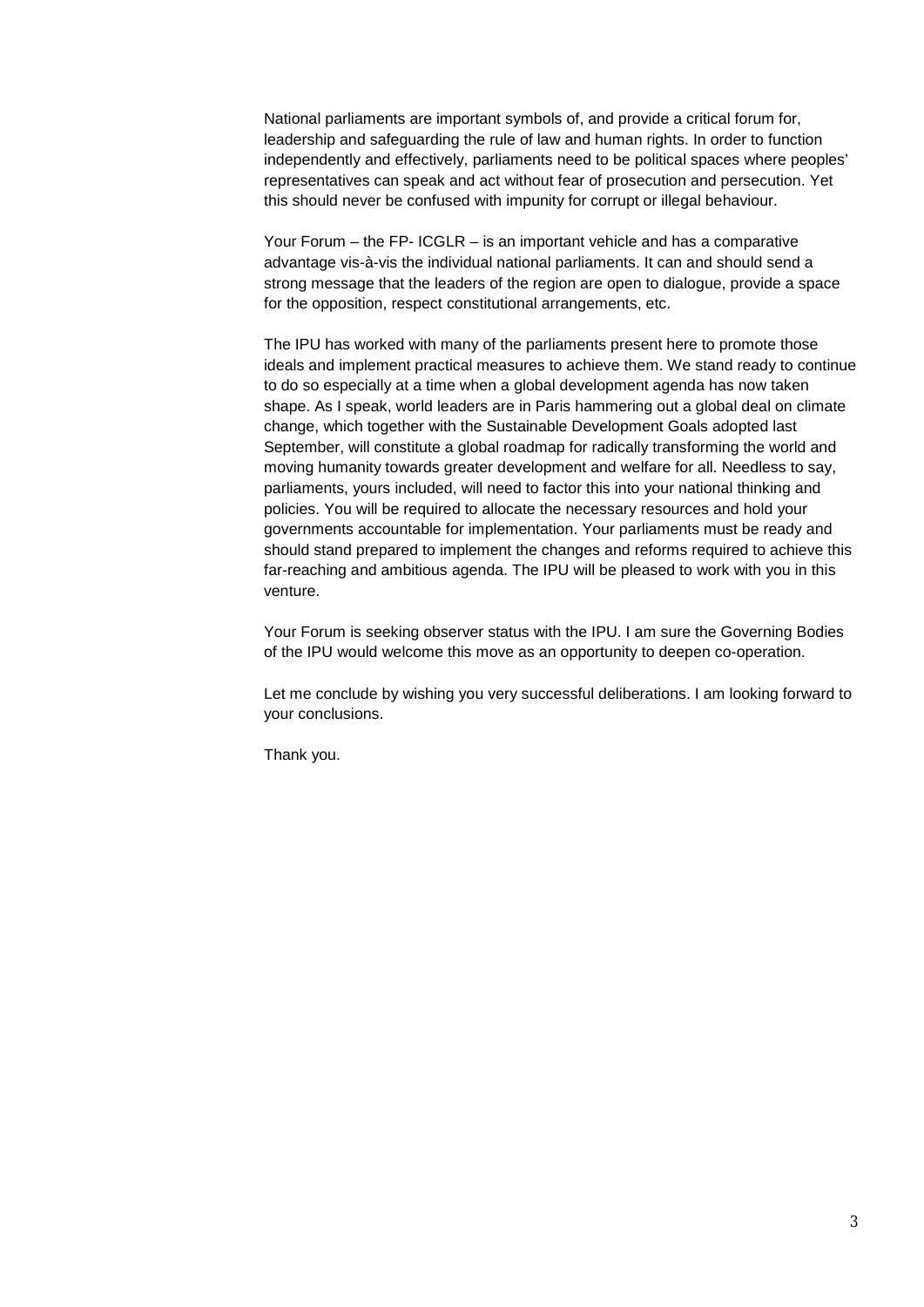National parliaments are important symbols of, and provide a critical forum for, leadership and safeguarding the rule of law and human rights. In order to function independently and effectively, parliaments need to be political spaces where peoples' representatives can speak and act without fear of prosecution and persecution. Yet this should never be confused with impunity for corrupt or illegal behaviour.

Your Forum – the FP- ICGLR – is an important vehicle and has a comparative advantage vis-à-vis the individual national parliaments. It can and should send a strong message that the leaders of the region are open to dialogue, provide a space for the opposition, respect constitutional arrangements, etc.

The IPU has worked with many of the parliaments present here to promote those ideals and implement practical measures to achieve them. We stand ready to continue to do so especially at a time when a global development agenda has now taken shape. As I speak, world leaders are in Paris hammering out a global deal on climate change, which together with the Sustainable Development Goals adopted last September, will constitute a global roadmap for radically transforming the world and moving humanity towards greater development and welfare for all. Needless to say, parliaments, yours included, will need to factor this into your national thinking and policies. You will be required to allocate the necessary resources and hold your governments accountable for implementation. Your parliaments must be ready and should stand prepared to implement the changes and reforms required to achieve this far-reaching and ambitious agenda. The IPU will be pleased to work with you in this venture.

Your Forum is seeking observer status with the IPU. I am sure the Governing Bodies of the IPU would welcome this move as an opportunity to deepen co-operation.

Let me conclude by wishing you very successful deliberations. I am looking forward to your conclusions.

Thank you.